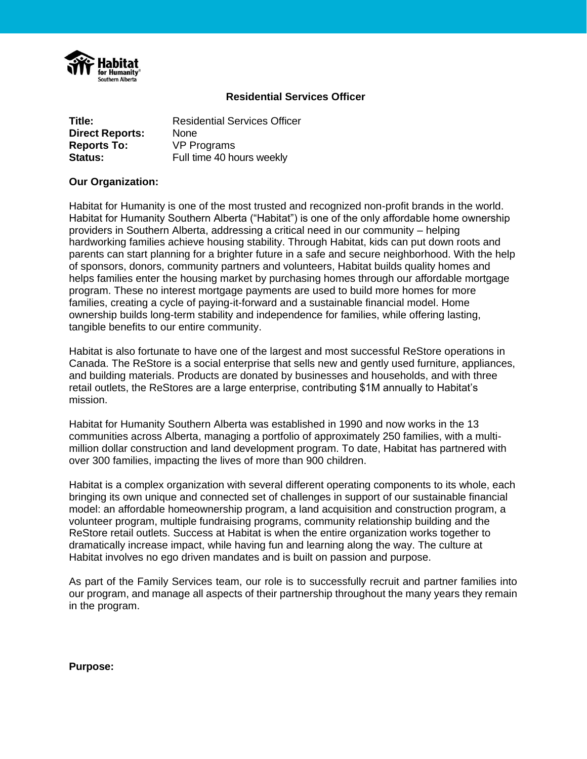# Residential Services Officer

**Title:** Residential Services Officer
**Direct Reports:** None
**Reports To:** VP Programs
**Status:** Full time 40 hours weekly

**Our Organization:**

Habitat for Humanity is one of the most trusted and recognized non-profit brands in the world. Habitat for Humanity Southern Alberta ("Habitat") is one of the only affordable home ownership providers in Southern Alberta, addressing a critical need in our community – helping hardworking families achieve housing stability. Through Habitat, kids can put down roots and parents can start planning for a brighter future in a safe and secure neighborhood. With the help of sponsors, donors, community partners and volunteers, Habitat builds quality homes and helps families enter the housing market by purchasing homes through our affordable mortgage program. These no interest mortgage payments are used to build more homes for more families, creating a cycle of paying-it-forward and a sustainable financial model. Home ownership builds long-term stability and independence for families, while offering lasting, tangible benefits to our entire community.

Habitat is also fortunate to have one of the largest and most successful ReStore operations in Canada. The ReStore is a social enterprise that sells new and gently used furniture, appliances, and building materials. Products are donated by businesses and households, and with three retail outlets, the ReStores are a large enterprise, contributing $1M annually to Habitat's mission.

Habitat for Humanity Southern Alberta was established in 1990 and now works in the 13 communities across Alberta, managing a portfolio of approximately 250 families, with a multi-million dollar construction and land development program. To date, Habitat has partnered with over 300 families, impacting the lives of more than 900 children.

Habitat is a complex organization with several different operating components to its whole, each bringing its own unique and connected set of challenges in support of our sustainable financial model: an affordable homeownership program, a land acquisition and construction program, a volunteer program, multiple fundraising programs, community relationship building and the ReStore retail outlets. Success at Habitat is when the entire organization works together to dramatically increase impact, while having fun and learning along the way. The culture at Habitat involves no ego driven mandates and is built on passion and purpose.

As part of the Family Services team, our role is to successfully recruit and partner families into our program, and manage all aspects of their partnership throughout the many years they remain in the program.

**Purpose:**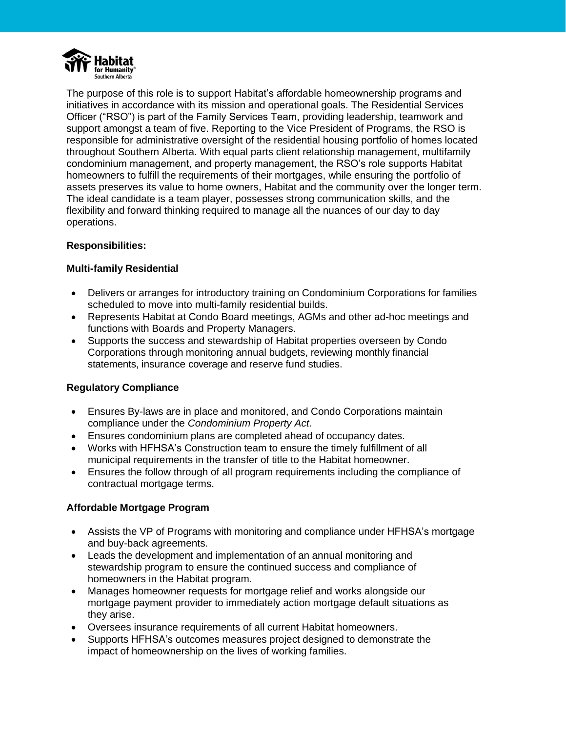The purpose of this role is to support Habitat's affordable homeownership programs and initiatives in accordance with its mission and operational goals. The Residential Services Officer ("RSO") is part of the Family Services Team, providing leadership, teamwork and support amongst a team of five. Reporting to the Vice President of Programs, the RSO is responsible for administrative oversight of the residential housing portfolio of homes located throughout Southern Alberta. With equal parts client relationship management, multifamily condominium management, and property management, the RSO's role supports Habitat homeowners to fulfill the requirements of their mortgages, while ensuring the portfolio of assets preserves its value to home owners, Habitat and the community over the longer term. The ideal candidate is a team player, possesses strong communication skills, and the flexibility and forward thinking required to manage all the nuances of our day to day operations.

**Responsibilities:**

**Multi-family Residential**

- Delivers or arranges for introductory training on Condominium Corporations for families scheduled to move into multi-family residential builds.
- Represents Habitat at Condo Board meetings, AGMs and other ad-hoc meetings and functions with Boards and Property Managers.
- Supports the success and stewardship of Habitat properties overseen by Condo Corporations through monitoring annual budgets, reviewing monthly financial statements, insurance coverage and reserve fund studies.

**Regulatory Compliance**

- Ensures By-laws are in place and monitored, and Condo Corporations maintain compliance under the *Condominium Property Act*.
- Ensures condominium plans are completed ahead of occupancy dates.
- Works with HFHSA's Construction team to ensure the timely fulfillment of all municipal requirements in the transfer of title to the Habitat homeowner.
- Ensures the follow through of all program requirements including the compliance of contractual mortgage terms.

**Affordable Mortgage Program**

- Assists the VP of Programs with monitoring and compliance under HFHSA's mortgage and buy-back agreements.
- Leads the development and implementation of an annual monitoring and stewardship program to ensure the continued success and compliance of homeowners in the Habitat program.
- Manages homeowner requests for mortgage relief and works alongside our mortgage payment provider to immediately action mortgage default situations as they arise.
- Oversees insurance requirements of all current Habitat homeowners.
- Supports HFHSA's outcomes measures project designed to demonstrate the impact of homeownership on the lives of working families.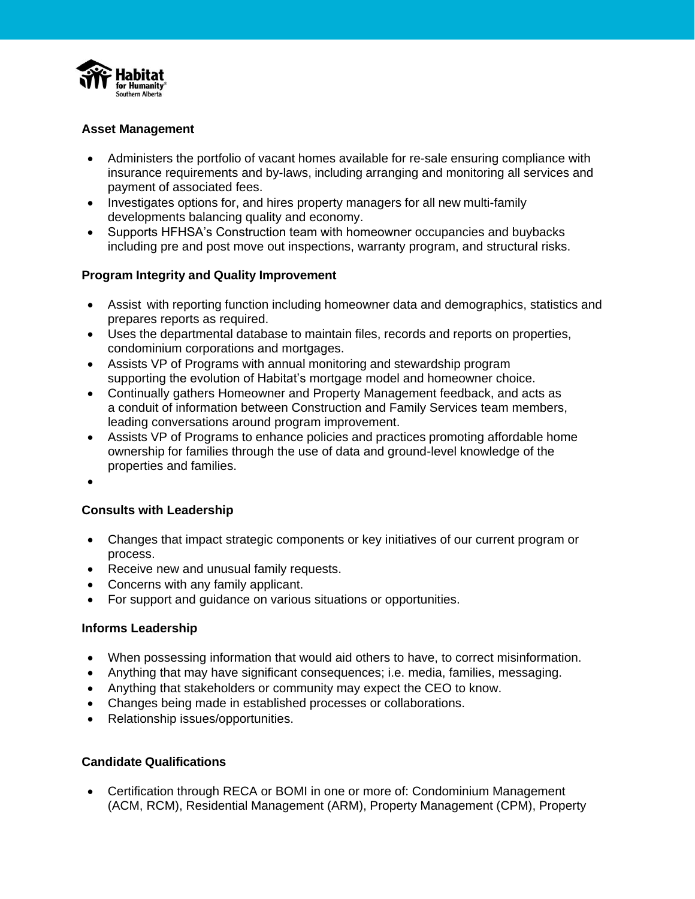### Asset Management

- Administers the portfolio of vacant homes available for re-sale ensuring compliance with insurance requirements and by-laws, including arranging and monitoring all services and payment of associated fees.
- Investigates options for, and hires property managers for all new multi-family developments balancing quality and economy.
- Supports HFHSA's Construction team with homeowner occupancies and buybacks including pre and post move out inspections, warranty program, and structural risks.

### Program Integrity and Quality Improvement

- Assist with reporting function including homeowner data and demographics, statistics and prepares reports as required.
- Uses the departmental database to maintain files, records and reports on properties, condominium corporations and mortgages.
- Assists VP of Programs with annual monitoring and stewardship program supporting the evolution of Habitat's mortgage model and homeowner choice.
- Continually gathers Homeowner and Property Management feedback, and acts as a conduit of information between Construction and Family Services team members, leading conversations around program improvement.
- Assists VP of Programs to enhance policies and practices promoting affordable home ownership for families through the use of data and ground-level knowledge of the properties and families.

### Consults with Leadership

- Changes that impact strategic components or key initiatives of our current program or process.
- Receive new and unusual family requests.
- Concerns with any family applicant.
- For support and guidance on various situations or opportunities.

### Informs Leadership

- When possessing information that would aid others to have, to correct misinformation.
- Anything that may have significant consequences; i.e. media, families, messaging.
- Anything that stakeholders or community may expect the CEO to know.
- Changes being made in established processes or collaborations.
- Relationship issues/opportunities.

### Candidate Qualifications

- Certification through RECA or BOMI in one or more of: Condominium Management (ACM, RCM), Residential Management (ARM), Property Management (CPM), Property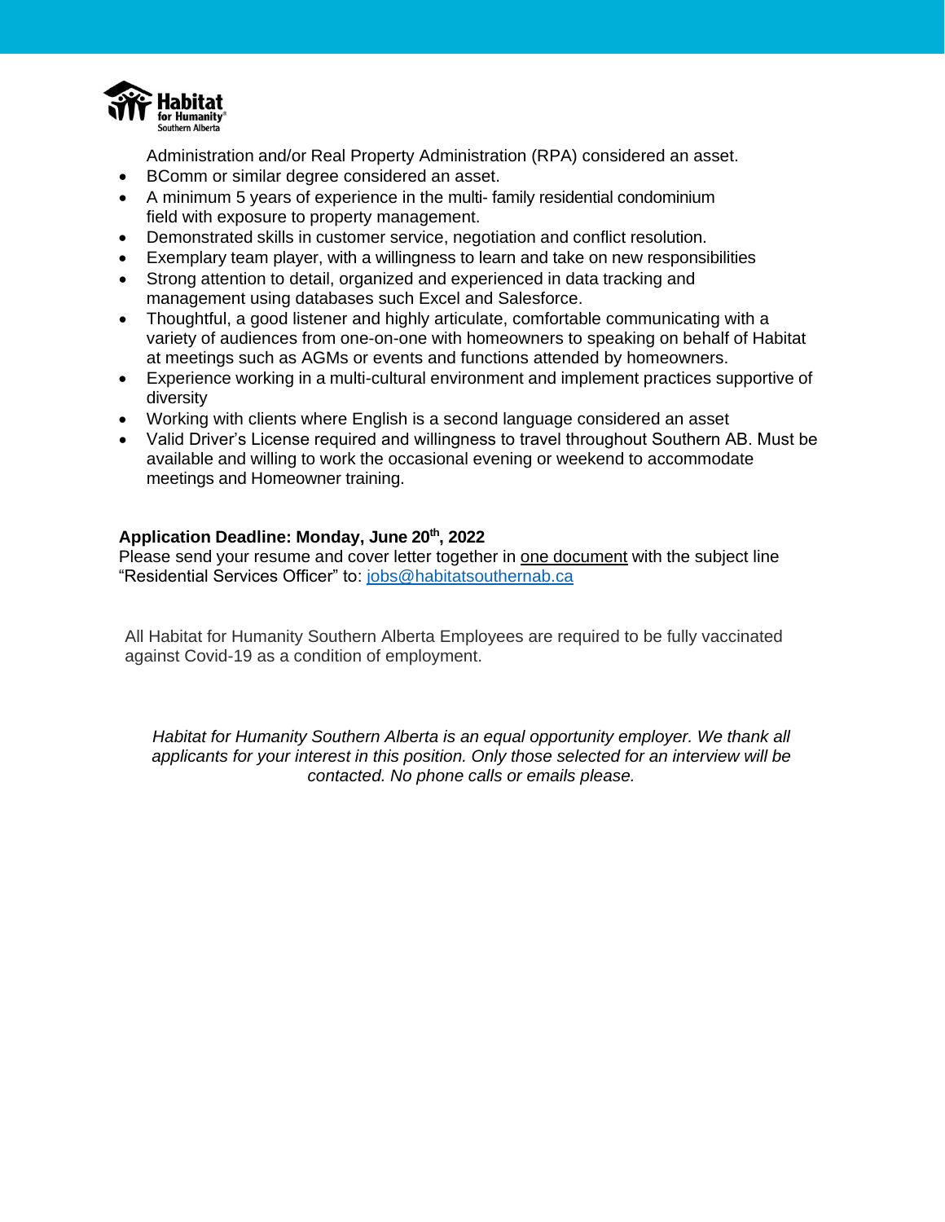Administration and/or Real Property Administration (RPA) considered an asset.

- BComm or similar degree considered an asset.
- A minimum 5 years of experience in the multi- family residential condominium field with exposure to property management.
- Demonstrated skills in customer service, negotiation and conflict resolution.
- Exemplary team player, with a willingness to learn and take on new responsibilities
- Strong attention to detail, organized and experienced in data tracking and management using databases such Excel and Salesforce.
- Thoughtful, a good listener and highly articulate, comfortable communicating with a variety of audiences from one-on-one with homeowners to speaking on behalf of Habitat at meetings such as AGMs or events and functions attended by homeowners.
- Experience working in a multi-cultural environment and implement practices supportive of diversity
- Working with clients where English is a second language considered an asset
- Valid Driver's License required and willingness to travel throughout Southern AB. Must be available and willing to work the occasional evening or weekend to accommodate meetings and Homeowner training.

**Application Deadline: Monday, June 20th, 2022**

Please send your resume and cover letter together in one document with the subject line "Residential Services Officer" to: jobs@habitatsouthernab.ca

All Habitat for Humanity Southern Alberta Employees are required to be fully vaccinated against Covid-19 as a condition of employment.

*Habitat for Humanity Southern Alberta is an equal opportunity employer. We thank all applicants for your interest in this position. Only those selected for an interview will be contacted. No phone calls or emails please.*